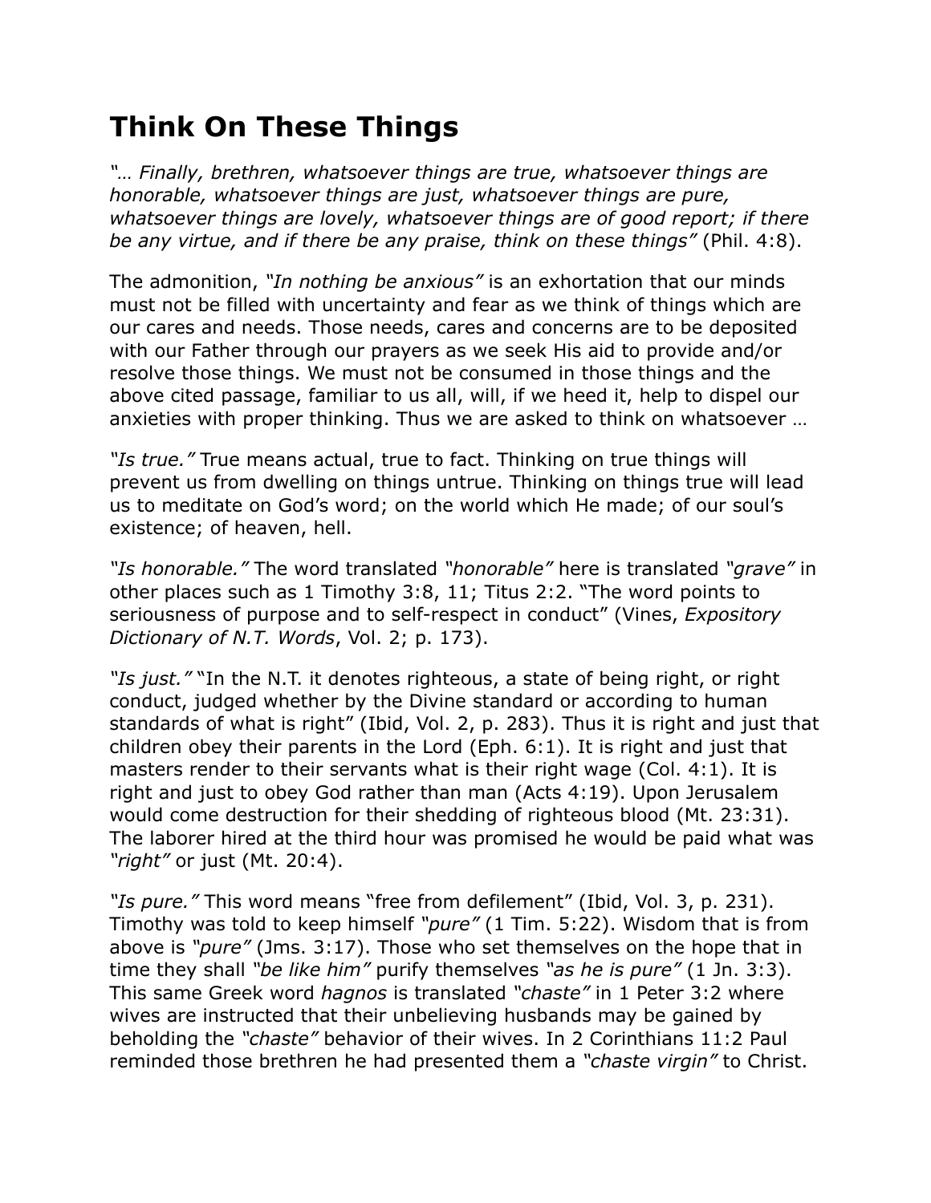# Think On These Things

*"… Finally, brethren, whatsoever things are true, whatsoever things are honorable, whatsoever things are just, whatsoever things are pure, whatsoever things are lovely, whatsoever things are of good report; if there be any virtue, and if there be any praise, think on these things"* (Phil. 4:8).

The admonition, *"In nothing be anxious"* is an exhortation that our minds must not be filled with uncertainty and fear as we think of things which are our cares and needs. Those needs, cares and concerns are to be deposited with our Father through our prayers as we seek His aid to provide and/or resolve those things. We must not be consumed in those things and the above cited passage, familiar to us all, will, if we heed it, help to dispel our anxieties with proper thinking. Thus we are asked to think on whatsoever …

*"Is true."* True means actual, true to fact. Thinking on true things will prevent us from dwelling on things untrue. Thinking on things true will lead us to meditate on God's word; on the world which He made; of our soul's existence; of heaven, hell.

*"Is honorable."* The word translated *"honorable"* here is translated *"grave"* in other places such as 1 Timothy 3:8, 11; Titus 2:2. "The word points to seriousness of purpose and to self-respect in conduct" (Vines, *Expository Dictionary of N.T. Words*, Vol. 2; p. 173).

*"Is just."* "In the N.T. it denotes righteous, a state of being right, or right conduct, judged whether by the Divine standard or according to human standards of what is right" (Ibid, Vol. 2, p. 283). Thus it is right and just that children obey their parents in the Lord (Eph. 6:1). It is right and just that masters render to their servants what is their right wage (Col. 4:1). It is right and just to obey God rather than man (Acts 4:19). Upon Jerusalem would come destruction for their shedding of righteous blood (Mt. 23:31). The laborer hired at the third hour was promised he would be paid what was *"right"* or just (Mt. 20:4).

*"Is pure."* This word means "free from defilement" (Ibid, Vol. 3, p. 231). Timothy was told to keep himself *"pure"* (1 Tim. 5:22). Wisdom that is from above is *"pure"* (Jms. 3:17). Those who set themselves on the hope that in time they shall *"be like him"* purify themselves *"as he is pure"* (1 Jn. 3:3). This same Greek word *hagnos* is translated *"chaste"* in 1 Peter 3:2 where wives are instructed that their unbelieving husbands may be gained by beholding the *"chaste"* behavior of their wives. In 2 Corinthians 11:2 Paul reminded those brethren he had presented them a *"chaste virgin"* to Christ.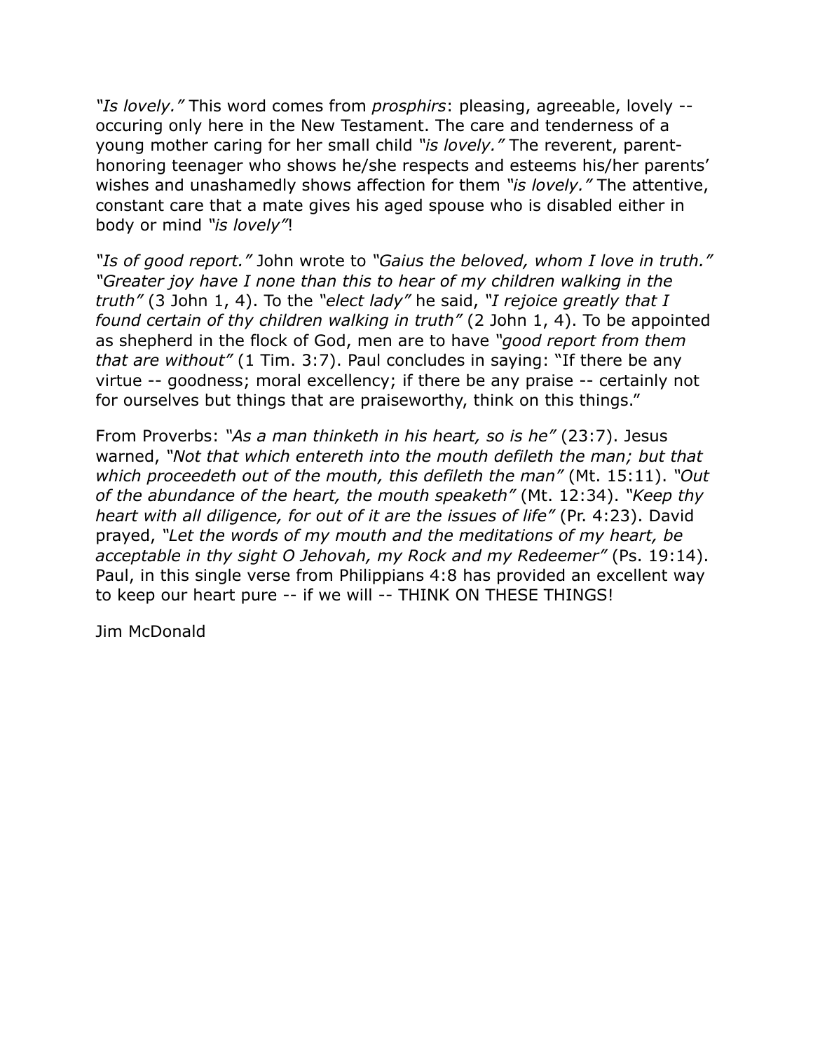*"Is lovely."* This word comes from *prosphirs*: pleasing, agreeable, lovely -- occuring only here in the New Testament. The care and tenderness of a young mother caring for her small child *"is lovely."* The reverent, parent-honoring teenager who shows he/she respects and esteems his/her parents' wishes and unashamedly shows affection for them *"is lovely."* The attentive, constant care that a mate gives his aged spouse who is disabled either in body or mind *"is lovely"*!

*"Is of good report."* John wrote to *"Gaius the beloved, whom I love in truth." "Greater joy have I none than this to hear of my children walking in the truth"* (3 John 1, 4). To the *"elect lady"* he said, *"I rejoice greatly that I found certain of thy children walking in truth"* (2 John 1, 4). To be appointed as shepherd in the flock of God, men are to have *"good report from them that are without"* (1 Tim. 3:7). Paul concludes in saying: "If there be any virtue -- goodness; moral excellency; if there be any praise -- certainly not for ourselves but things that are praiseworthy, think on this things."

From Proverbs: *"As a man thinketh in his heart, so is he"* (23:7). Jesus warned, *"Not that which entereth into the mouth defileth the man; but that which proceedeth out of the mouth, this defileth the man"* (Mt. 15:11). *"Out of the abundance of the heart, the mouth speaketh"* (Mt. 12:34). *"Keep thy heart with all diligence, for out of it are the issues of life"* (Pr. 4:23). David prayed, *"Let the words of my mouth and the meditations of my heart, be acceptable in thy sight O Jehovah, my Rock and my Redeemer"* (Ps. 19:14). Paul, in this single verse from Philippians 4:8 has provided an excellent way to keep our heart pure -- if we will -- THINK ON THESE THINGS!

Jim McDonald